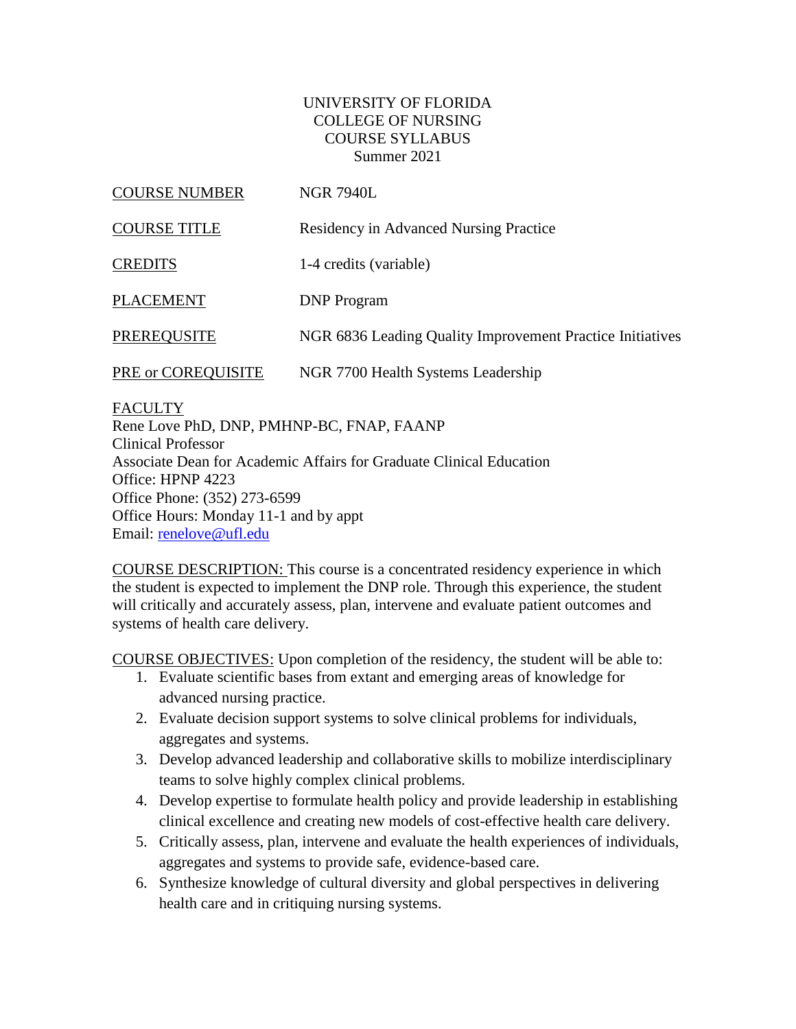UNIVERSITY OF FLORIDA
COLLEGE OF NURSING
COURSE SYLLABUS
Summer 2021

| | |
|---|---|
| COURSE NUMBER | NGR 7940L |
| COURSE TITLE | Residency in Advanced Nursing Practice |
| CREDITS | 1-4 credits (variable) |
| PLACEMENT | DNP Program |
| PREREQUSITE | NGR 6836 Leading Quality Improvement Practice Initiatives |
| PRE or COREQUISITE | NGR 7700 Health Systems Leadership |

FACULTY
Rene Love PhD, DNP, PMHNP-BC, FNAP, FAANP
Clinical Professor
Associate Dean for Academic Affairs for Graduate Clinical Education
Office: HPNP 4223
Office Phone: (352) 273-6599
Office Hours: Monday 11-1 and by appt
Email: renelove@ufl.edu

COURSE DESCRIPTION: This course is a concentrated residency experience in which the student is expected to implement the DNP role. Through this experience, the student will critically and accurately assess, plan, intervene and evaluate patient outcomes and systems of health care delivery.

COURSE OBJECTIVES: Upon completion of the residency, the student will be able to:

1. Evaluate scientific bases from extant and emerging areas of knowledge for advanced nursing practice.
2. Evaluate decision support systems to solve clinical problems for individuals, aggregates and systems.
3. Develop advanced leadership and collaborative skills to mobilize interdisciplinary teams to solve highly complex clinical problems.
4. Develop expertise to formulate health policy and provide leadership in establishing clinical excellence and creating new models of cost-effective health care delivery.
5. Critically assess, plan, intervene and evaluate the health experiences of individuals, aggregates and systems to provide safe, evidence-based care.
6. Synthesize knowledge of cultural diversity and global perspectives in delivering health care and in critiquing nursing systems.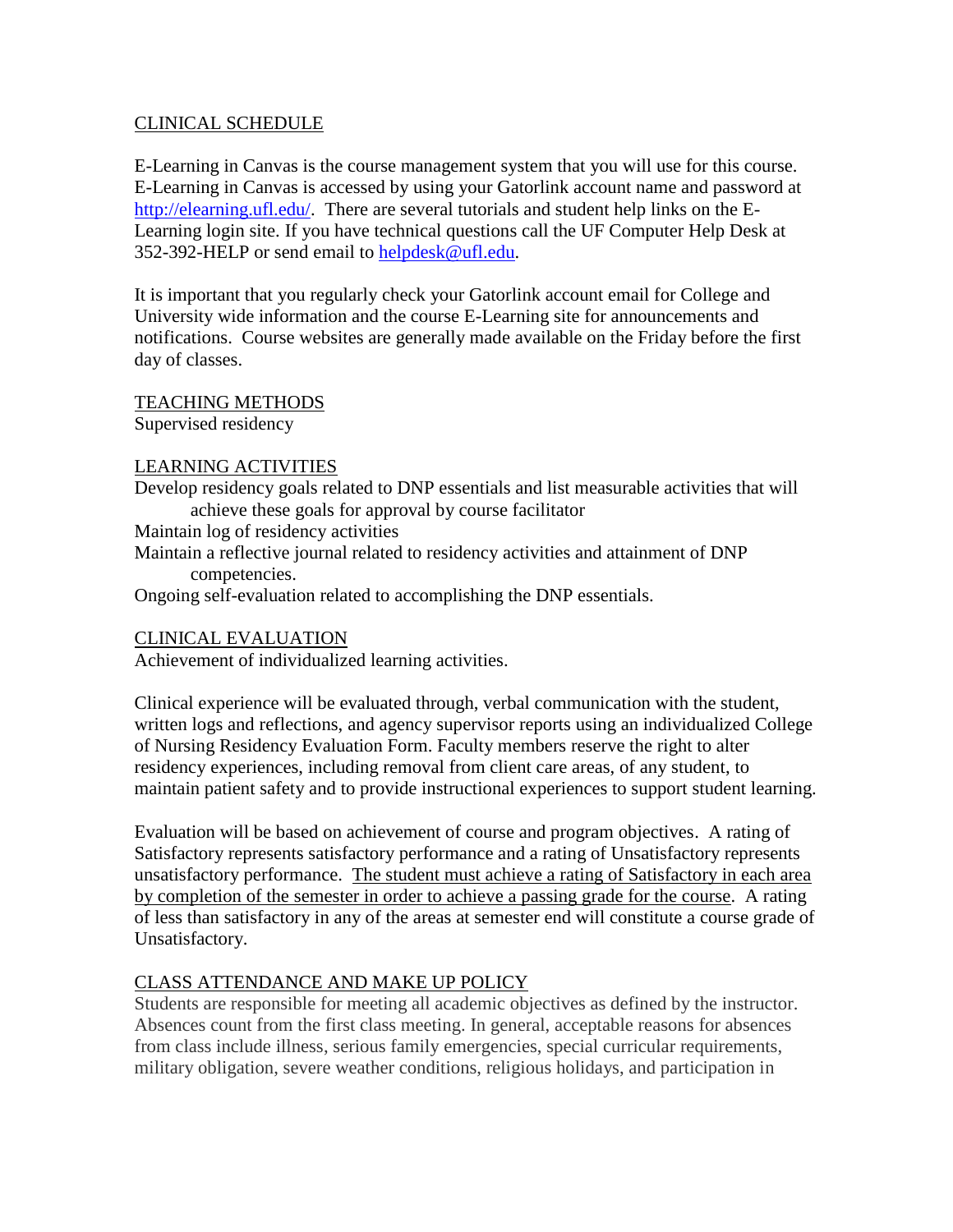CLINICAL SCHEDULE

E-Learning in Canvas is the course management system that you will use for this course. E-Learning in Canvas is accessed by using your Gatorlink account name and password at [http://elearning.ufl.edu/](http://elearning.ufl.edu/). There are several tutorials and student help links on the E-Learning login site. If you have technical questions call the UF Computer Help Desk at 352-392-HELP or send email to [helpdesk@ufl.edu](mailto:helpdesk@ufl.edu).

It is important that you regularly check your Gatorlink account email for College and University wide information and the course E-Learning site for announcements and notifications. Course websites are generally made available on the Friday before the first day of classes.

TEACHING METHODS

Supervised residency

LEARNING ACTIVITIES

Develop residency goals related to DNP essentials and list measurable activities that will achieve these goals for approval by course facilitator

Maintain log of residency activities

Maintain a reflective journal related to residency activities and attainment of DNP competencies.

Ongoing self-evaluation related to accomplishing the DNP essentials.

CLINICAL EVALUATION

Achievement of individualized learning activities.

Clinical experience will be evaluated through, verbal communication with the student, written logs and reflections, and agency supervisor reports using an individualized College of Nursing Residency Evaluation Form. Faculty members reserve the right to alter residency experiences, including removal from client care areas, of any student, to maintain patient safety and to provide instructional experiences to support student learning.

Evaluation will be based on achievement of course and program objectives. A rating of Satisfactory represents satisfactory performance and a rating of Unsatisfactory represents unsatisfactory performance. The student must achieve a rating of Satisfactory in each area by completion of the semester in order to achieve a passing grade for the course. A rating of less than satisfactory in any of the areas at semester end will constitute a course grade of Unsatisfactory.

CLASS ATTENDANCE AND MAKE UP POLICY

Students are responsible for meeting all academic objectives as defined by the instructor. Absences count from the first class meeting. In general, acceptable reasons for absences from class include illness, serious family emergencies, special curricular requirements, military obligation, severe weather conditions, religious holidays, and participation in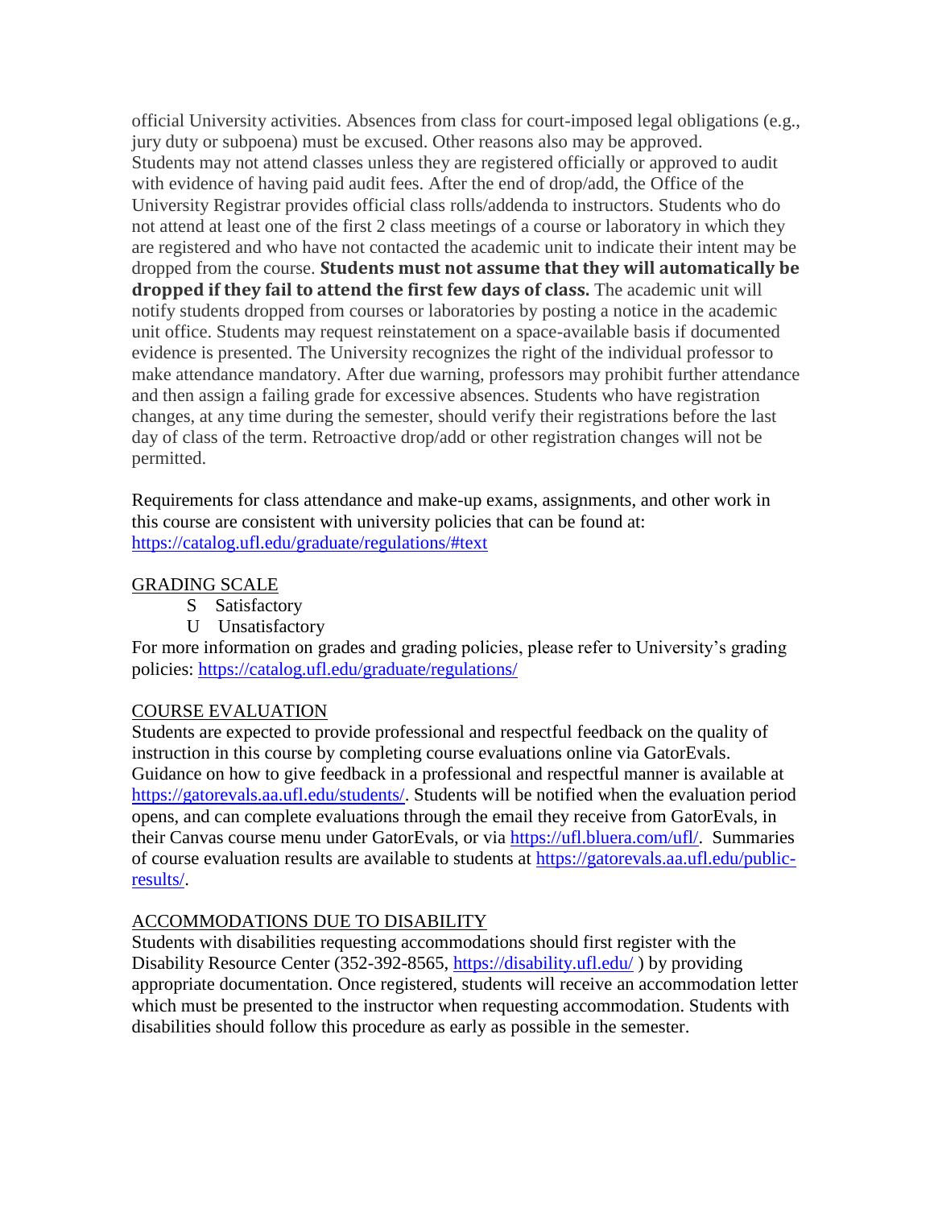official University activities. Absences from class for court-imposed legal obligations (e.g., jury duty or subpoena) must be excused. Other reasons also may be approved.
Students may not attend classes unless they are registered officially or approved to audit with evidence of having paid audit fees. After the end of drop/add, the Office of the University Registrar provides official class rolls/addenda to instructors. Students who do not attend at least one of the first 2 class meetings of a course or laboratory in which they are registered and who have not contacted the academic unit to indicate their intent may be dropped from the course. **Students must not assume that they will automatically be dropped if they fail to attend the first few days of class.** The academic unit will notify students dropped from courses or laboratories by posting a notice in the academic unit office. Students may request reinstatement on a space-available basis if documented evidence is presented. The University recognizes the right of the individual professor to make attendance mandatory. After due warning, professors may prohibit further attendance and then assign a failing grade for excessive absences. Students who have registration changes, at any time during the semester, should verify their registrations before the last day of class of the term. Retroactive drop/add or other registration changes will not be permitted.

Requirements for class attendance and make-up exams, assignments, and other work in this course are consistent with university policies that can be found at: [https://catalog.ufl.edu/graduate/regulations/#text](https://catalog.ufl.edu/graduate/regulations/#text)

## GRADING SCALE

- S Satisfactory
- U Unsatisfactory

For more information on grades and grading policies, please refer to University's grading policies: [https://catalog.ufl.edu/graduate/regulations/](https://catalog.ufl.edu/graduate/regulations/)

## COURSE EVALUATION

Students are expected to provide professional and respectful feedback on the quality of instruction in this course by completing course evaluations online via GatorEvals. Guidance on how to give feedback in a professional and respectful manner is available at [https://gatorevals.aa.ufl.edu/students/](https://gatorevals.aa.ufl.edu/students/). Students will be notified when the evaluation period opens, and can complete evaluations through the email they receive from GatorEvals, in their Canvas course menu under GatorEvals, or via [https://ufl.bluera.com/ufl/](https://ufl.bluera.com/ufl/). Summaries of course evaluation results are available to students at [https://gatorevals.aa.ufl.edu/public-results/](https://gatorevals.aa.ufl.edu/public-results/).

## ACCOMMODATIONS DUE TO DISABILITY

Students with disabilities requesting accommodations should first register with the Disability Resource Center (352-392-8565, [https://disability.ufl.edu/](https://disability.ufl.edu/) ) by providing appropriate documentation. Once registered, students will receive an accommodation letter which must be presented to the instructor when requesting accommodation. Students with disabilities should follow this procedure as early as possible in the semester.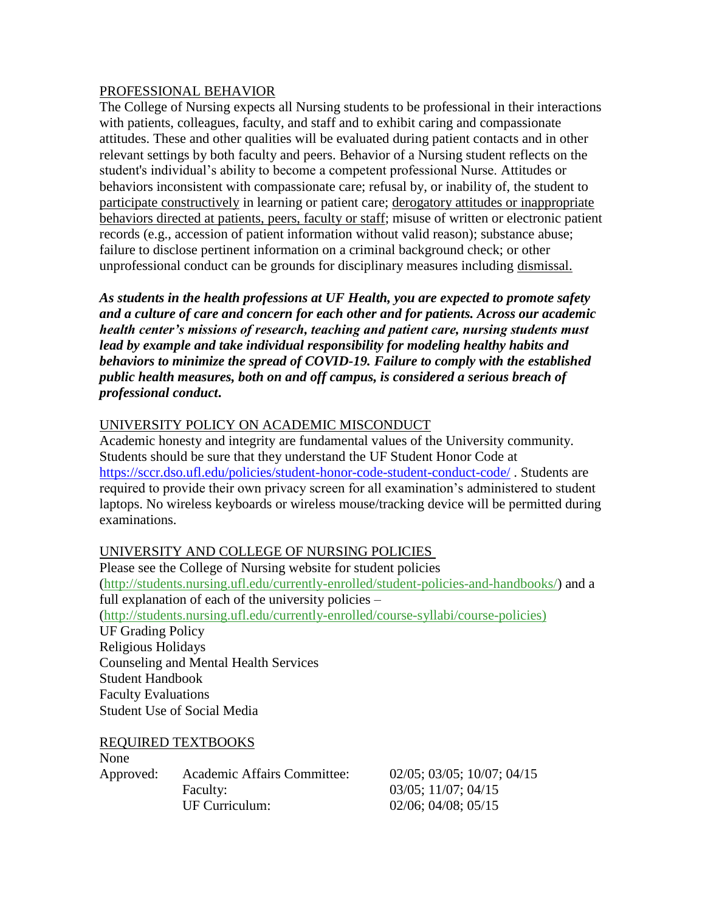## PROFESSIONAL BEHAVIOR

The College of Nursing expects all Nursing students to be professional in their interactions with patients, colleagues, faculty, and staff and to exhibit caring and compassionate attitudes. These and other qualities will be evaluated during patient contacts and in other relevant settings by both faculty and peers. Behavior of a Nursing student reflects on the student's individual's ability to become a competent professional Nurse. Attitudes or behaviors inconsistent with compassionate care; refusal by, or inability of, the student to participate constructively in learning or patient care; derogatory attitudes or inappropriate behaviors directed at patients, peers, faculty or staff; misuse of written or electronic patient records (e.g., accession of patient information without valid reason); substance abuse; failure to disclose pertinent information on a criminal background check; or other unprofessional conduct can be grounds for disciplinary measures including dismissal.

***As students in the health professions at UF Health, you are expected to promote safety and a culture of care and concern for each other and for patients. Across our academic health center's missions of research, teaching and patient care, nursing students must lead by example and take individual responsibility for modeling healthy habits and behaviors to minimize the spread of COVID-19. Failure to comply with the established public health measures, both on and off campus, is considered a serious breach of professional conduct.***

## UNIVERSITY POLICY ON ACADEMIC MISCONDUCT

Academic honesty and integrity are fundamental values of the University community. Students should be sure that they understand the UF Student Honor Code at https://sccr.dso.ufl.edu/policies/student-honor-code-student-conduct-code/ . Students are required to provide their own privacy screen for all examination's administered to student laptops. No wireless keyboards or wireless mouse/tracking device will be permitted during examinations.

## UNIVERSITY AND COLLEGE OF NURSING POLICIES

Please see the College of Nursing website for student policies (http://students.nursing.ufl.edu/currently-enrolled/student-policies-and-handbooks/) and a full explanation of each of the university policies – (http://students.nursing.ufl.edu/currently-enrolled/course-syllabi/course-policies)

UF Grading Policy
Religious Holidays
Counseling and Mental Health Services
Student Handbook
Faculty Evaluations
Student Use of Social Media

## REQUIRED TEXTBOOKS

None

| | | |
|---|---|---|
| Approved: | Academic Affairs Committee: | 02/05; 03/05; 10/07; 04/15 |
| | Faculty: | 03/05; 11/07; 04/15 |
| | UF Curriculum: | 02/06; 04/08; 05/15 |